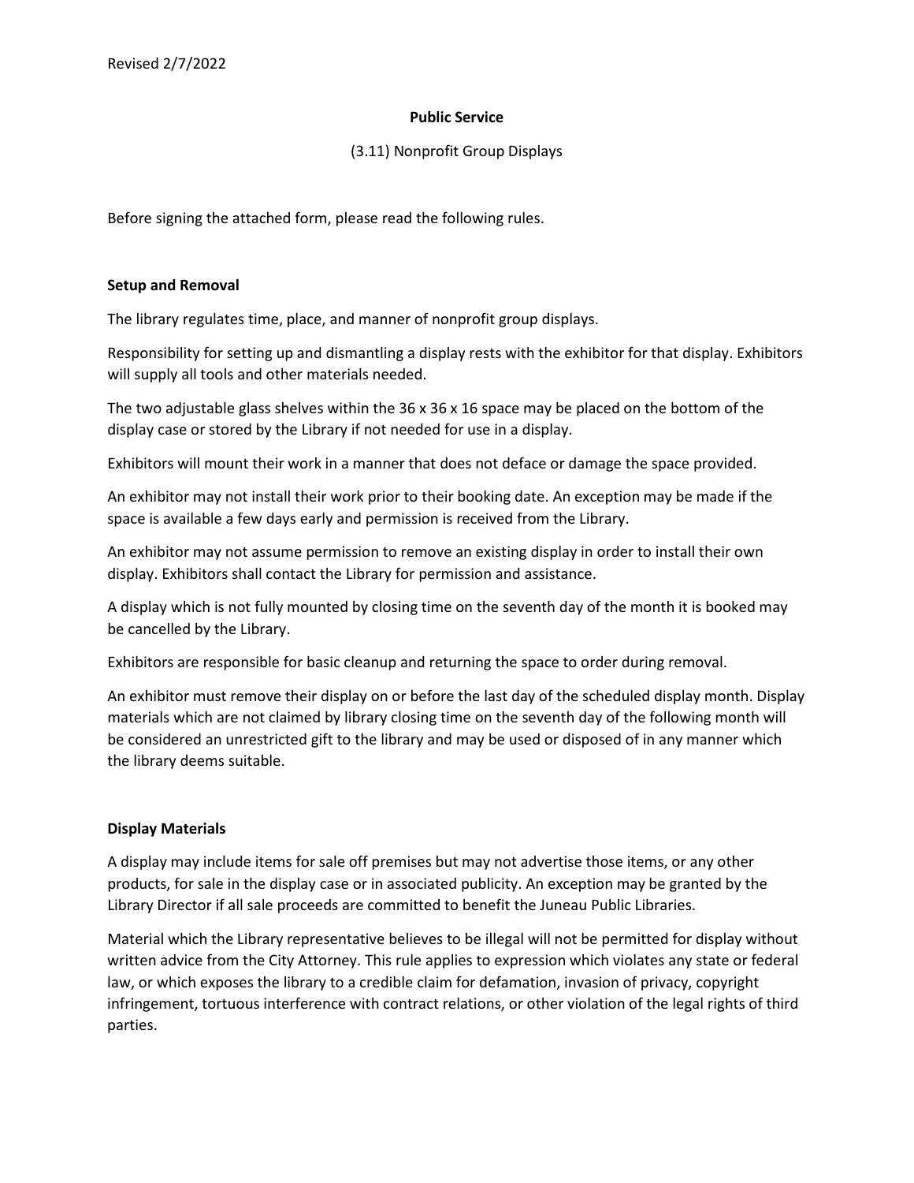Revised 2/7/2022

**Public Service**

(3.11) Nonprofit Group Displays

Before signing the attached form, please read the following rules.

**Setup and Removal**

The library regulates time, place, and manner of nonprofit group displays.

Responsibility for setting up and dismantling a display rests with the exhibitor for that display. Exhibitors will supply all tools and other materials needed.

The two adjustable glass shelves within the 36 x 36 x 16 space may be placed on the bottom of the display case or stored by the Library if not needed for use in a display.

Exhibitors will mount their work in a manner that does not deface or damage the space provided.

An exhibitor may not install their work prior to their booking date. An exception may be made if the space is available a few days early and permission is received from the Library.

An exhibitor may not assume permission to remove an existing display in order to install their own display. Exhibitors shall contact the Library for permission and assistance.

A display which is not fully mounted by closing time on the seventh day of the month it is booked may be cancelled by the Library.

Exhibitors are responsible for basic cleanup and returning the space to order during removal.

An exhibitor must remove their display on or before the last day of the scheduled display month. Display materials which are not claimed by library closing time on the seventh day of the following month will be considered an unrestricted gift to the library and may be used or disposed of in any manner which the library deems suitable.

**Display Materials**

A display may include items for sale off premises but may not advertise those items, or any other products, for sale in the display case or in associated publicity. An exception may be granted by the Library Director if all sale proceeds are committed to benefit the Juneau Public Libraries.

Material which the Library representative believes to be illegal will not be permitted for display without written advice from the City Attorney. This rule applies to expression which violates any state or federal law, or which exposes the library to a credible claim for defamation, invasion of privacy, copyright infringement, tortuous interference with contract relations, or other violation of the legal rights of third parties.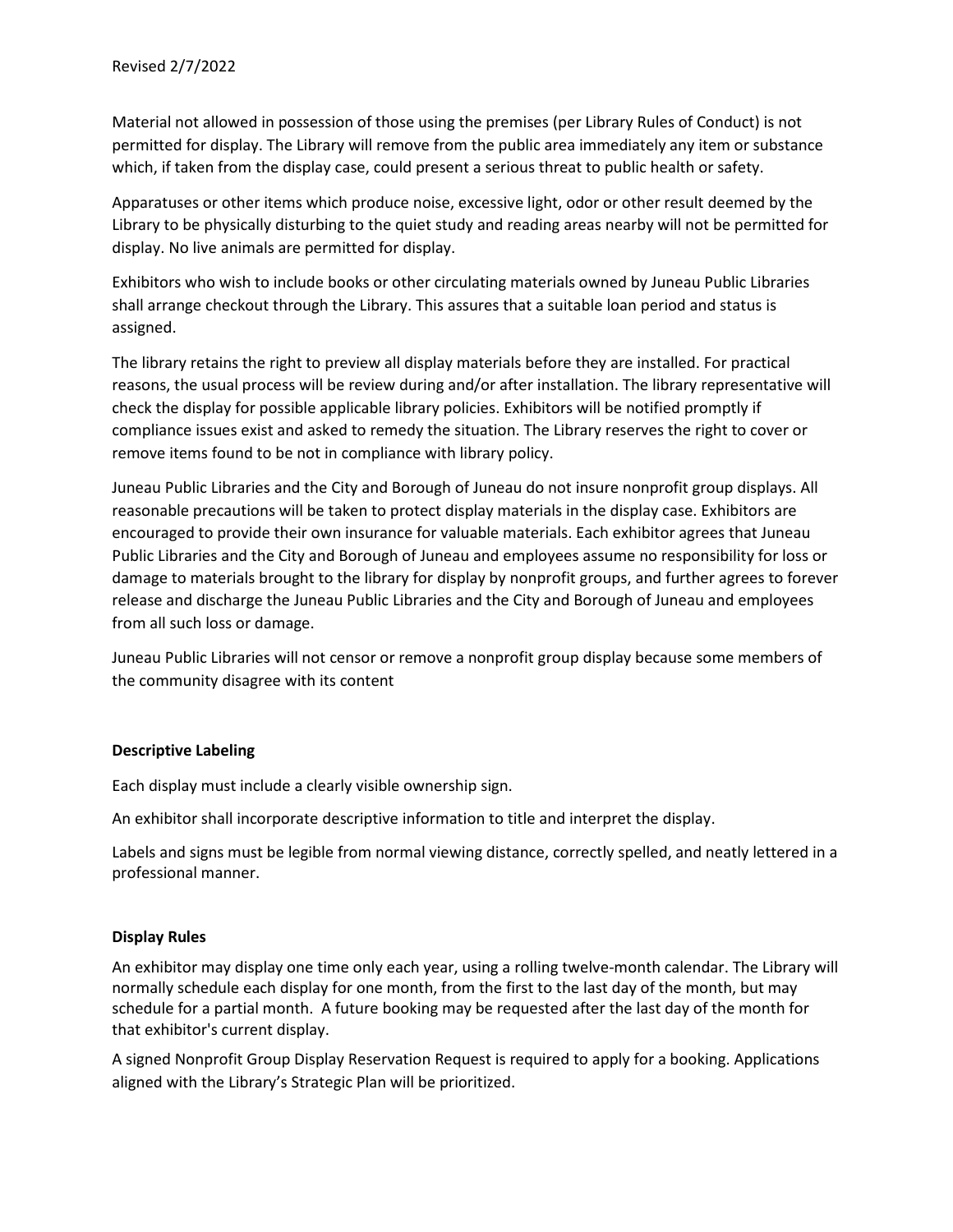Revised 2/7/2022

Material not allowed in possession of those using the premises (per Library Rules of Conduct) is not permitted for display. The Library will remove from the public area immediately any item or substance which, if taken from the display case, could present a serious threat to public health or safety.

Apparatuses or other items which produce noise, excessive light, odor or other result deemed by the Library to be physically disturbing to the quiet study and reading areas nearby will not be permitted for display. No live animals are permitted for display.

Exhibitors who wish to include books or other circulating materials owned by Juneau Public Libraries shall arrange checkout through the Library. This assures that a suitable loan period and status is assigned.

The library retains the right to preview all display materials before they are installed. For practical reasons, the usual process will be review during and/or after installation. The library representative will check the display for possible applicable library policies. Exhibitors will be notified promptly if compliance issues exist and asked to remedy the situation. The Library reserves the right to cover or remove items found to be not in compliance with library policy.

Juneau Public Libraries and the City and Borough of Juneau do not insure nonprofit group displays. All reasonable precautions will be taken to protect display materials in the display case. Exhibitors are encouraged to provide their own insurance for valuable materials. Each exhibitor agrees that Juneau Public Libraries and the City and Borough of Juneau and employees assume no responsibility for loss or damage to materials brought to the library for display by nonprofit groups, and further agrees to forever release and discharge the Juneau Public Libraries and the City and Borough of Juneau and employees from all such loss or damage.

Juneau Public Libraries will not censor or remove a nonprofit group display because some members of the community disagree with its content

**Descriptive Labeling**

Each display must include a clearly visible ownership sign.

An exhibitor shall incorporate descriptive information to title and interpret the display.

Labels and signs must be legible from normal viewing distance, correctly spelled, and neatly lettered in a professional manner.

**Display Rules**

An exhibitor may display one time only each year, using a rolling twelve-month calendar. The Library will normally schedule each display for one month, from the first to the last day of the month, but may schedule for a partial month. A future booking may be requested after the last day of the month for that exhibitor's current display.

A signed Nonprofit Group Display Reservation Request is required to apply for a booking. Applications aligned with the Library's Strategic Plan will be prioritized.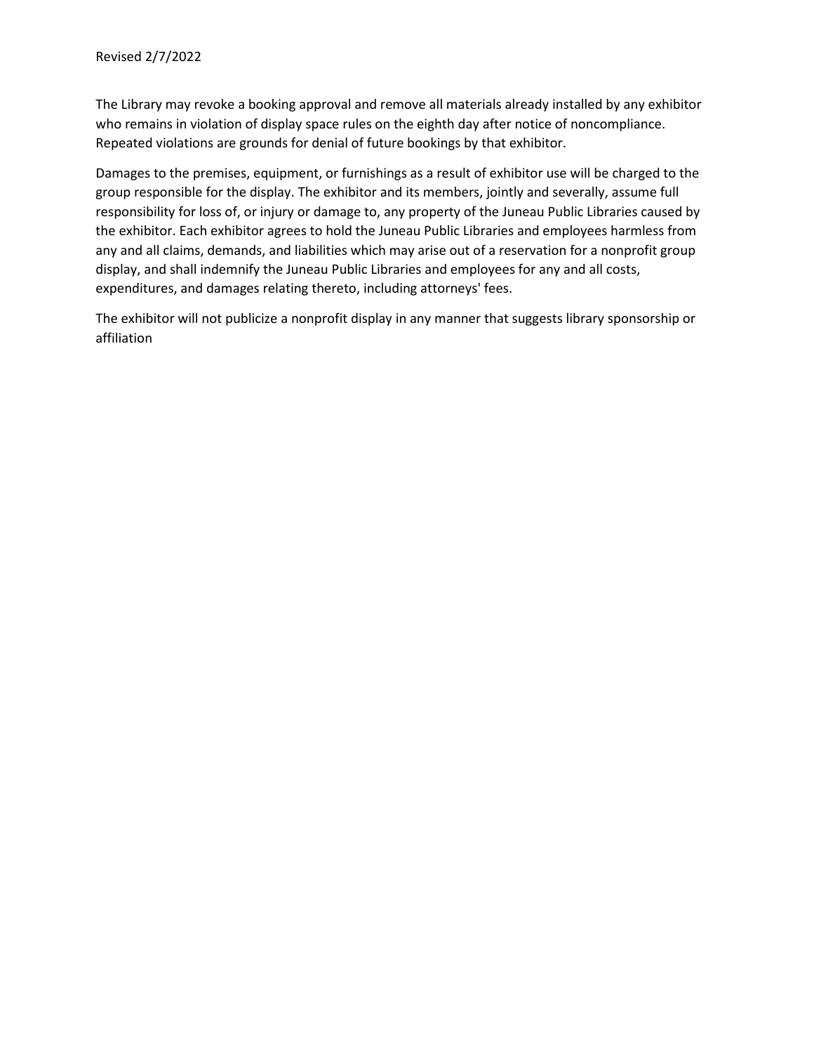Revised 2/7/2022

The Library may revoke a booking approval and remove all materials already installed by any exhibitor who remains in violation of display space rules on the eighth day after notice of noncompliance. Repeated violations are grounds for denial of future bookings by that exhibitor.

Damages to the premises, equipment, or furnishings as a result of exhibitor use will be charged to the group responsible for the display. The exhibitor and its members, jointly and severally, assume full responsibility for loss of, or injury or damage to, any property of the Juneau Public Libraries caused by the exhibitor. Each exhibitor agrees to hold the Juneau Public Libraries and employees harmless from any and all claims, demands, and liabilities which may arise out of a reservation for a nonprofit group display, and shall indemnify the Juneau Public Libraries and employees for any and all costs, expenditures, and damages relating thereto, including attorneys' fees.

The exhibitor will not publicize a nonprofit display in any manner that suggests library sponsorship or affiliation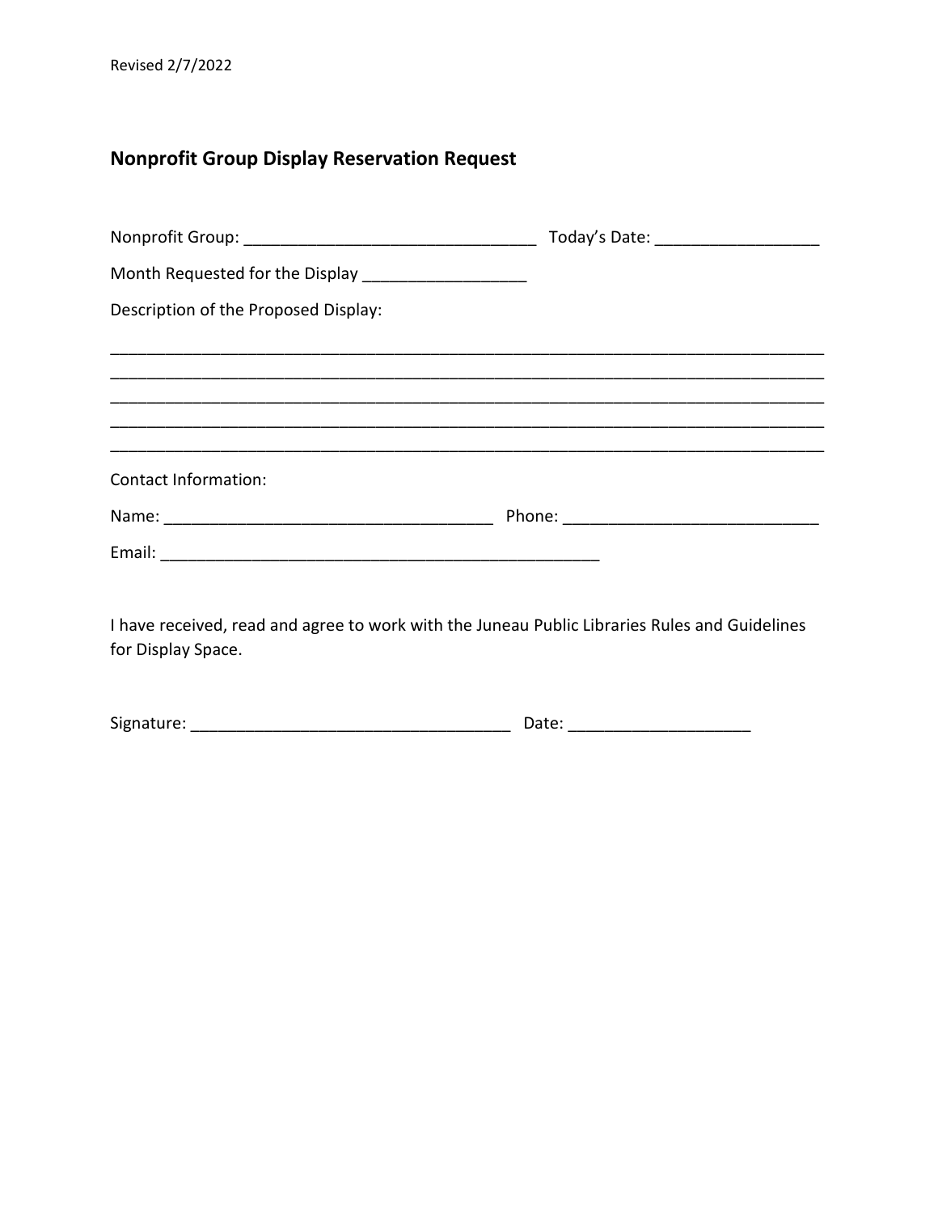Revised 2/7/2022

## Nonprofit Group Display Reservation Request

Nonprofit Group: ________________________________ Today's Date: __________________

Month Requested for the Display __________________

Description of the Proposed Display:

_______________________________________________________________________________
_______________________________________________________________________________
_______________________________________________________________________________
_______________________________________________________________________________
_______________________________________________________________________________

Contact Information:

Name: ____________________________________ Phone: ____________________________

Email: ________________________________________________

I have received, read and agree to work with the Juneau Public Libraries Rules and Guidelines for Display Space.

Signature: ___________________________________ Date: ____________________